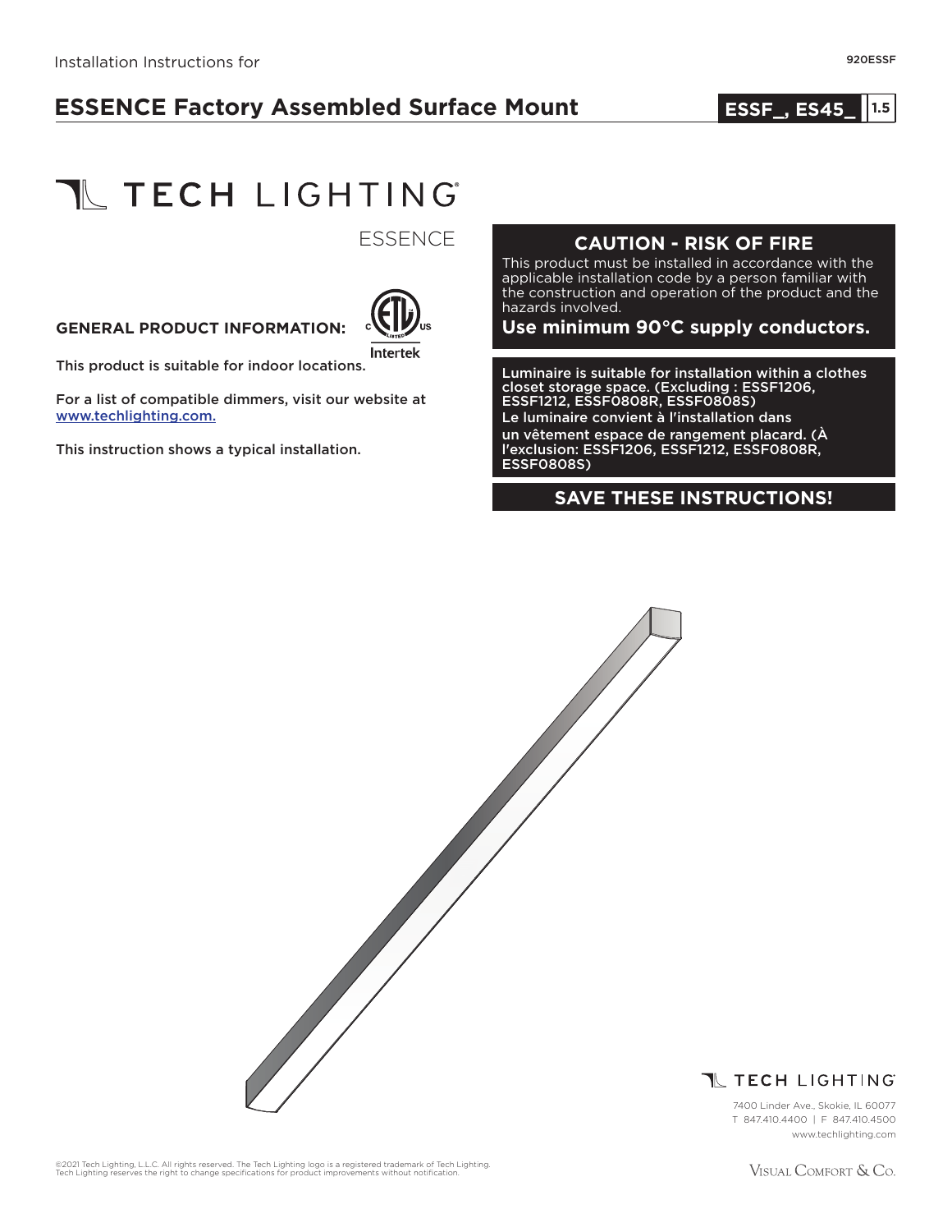Installation Instructions for

# ESSENCE Factory Assembled Surface Mount

**ESSF_, ES45_** 1.5

TECH LIGHTING

ESSENCE

**GENERAL PRODUCT INFORMATION:**

This product is suitable for indoor locations.

For a list of compatible dimmers, visit our website at www.techlighting.com.

This instruction shows a typical installation.

## CAUTION - RISK OF FIRE

This product must be installed in accordance with the applicable installation code by a person familiar with the construction and operation of the product and the hazards involved.

**Use minimum 90°C supply conductors.**

Luminaire is suitable for installation within a clothes closet storage space. (Excluding : ESSF1206, ESSF1212, ESSF0808R, ESSF0808S)
Le luminaire convient à l'installation dans un vêtement espace de rangement placard. (À l'exclusion: ESSF1206, ESSF1212, ESSF0808R, ESSF0808S)

**SAVE THESE INSTRUCTIONS!**

TECH LIGHTING
7400 Linder Ave., Skokie, IL 60077
T 847.410.4400 | F 847.410.4500
www.techlighting.com

©2021 Tech Lighting, L.L.C. All rights reserved. The Tech Lighting logo is a registered trademark of Tech Lighting.
Tech Lighting reserves the right to change specifications for product improvements without notification.

Visual Comfort & Co.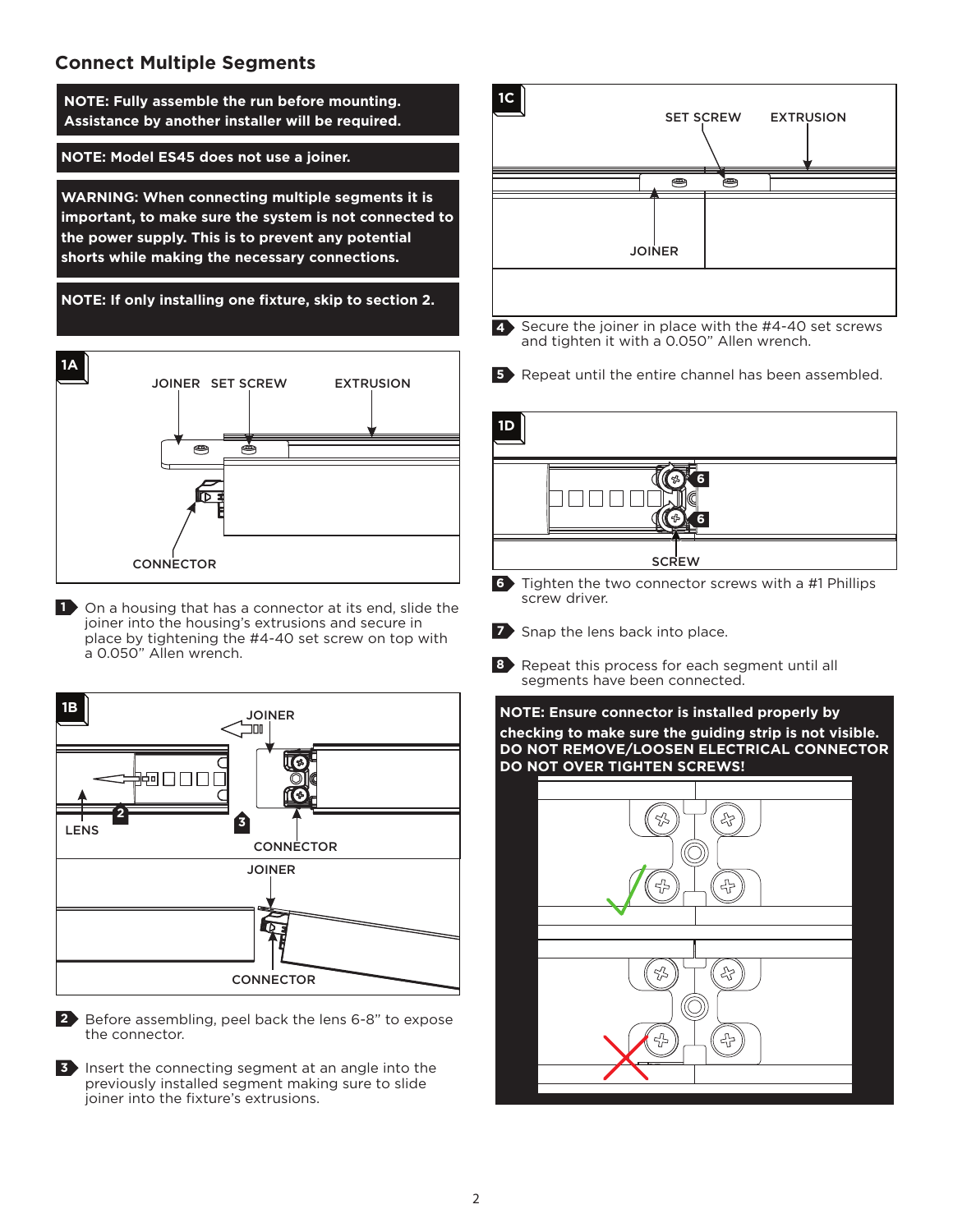## Connect Multiple Segments

**NOTE: Fully assemble the run before mounting. Assistance by another installer will be required.**

**NOTE: Model ES45 does not use a joiner.**

**WARNING: When connecting multiple segments it is important, to make sure the system is not connected to the power supply. This is to prevent any potential shorts while making the necessary connections.**

**NOTE: If only installing one fixture, skip to section 2.**

1A

JOINER SET SCREW EXTRUSION

CONNECTOR

1. On a housing that has a connector at its end, slide the joiner into the housing's extrusions and secure in place by tightening the #4-40 set screw on top with a 0.050" Allen wrench.

1B

JOINER

LENS

CONNECTOR

JOINER

CONNECTOR

2. Before assembling, peel back the lens 6-8" to expose the connector.

3. Insert the connecting segment at an angle into the previously installed segment making sure to slide joiner into the fixture's extrusions.

1C

SET SCREW EXTRUSION

JOINER

4. Secure the joiner in place with the #4-40 set screws and tighten it with a 0.050" Allen wrench.

5. Repeat until the entire channel has been assembled.

1D

SCREW

6. Tighten the two connector screws with a #1 Phillips screw driver.

7. Snap the lens back into place.

8. Repeat this process for each segment until all segments have been connected.

**NOTE: Ensure connector is installed properly by checking to make sure the guiding strip is not visible. DO NOT REMOVE/LOOSEN ELECTRICAL CONNECTOR DO NOT OVER TIGHTEN SCREWS!**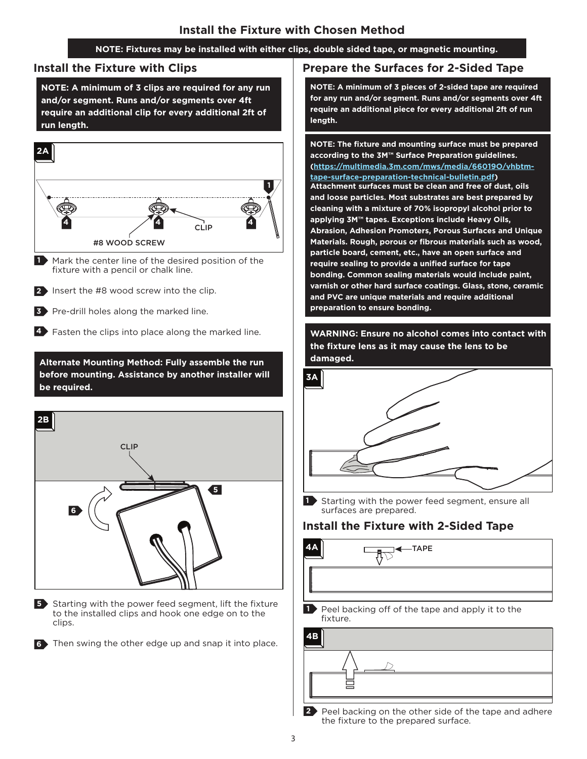# Install the Fixture with Chosen Method

**NOTE: Fixtures may be installed with either clips, double sided tape, or magnetic mounting.**

## Install the Fixture with Clips

**NOTE: A minimum of 3 clips are required for any run and/or segment. Runs and/or segments over 4ft require an additional clip for every additional 2ft of run length.**

2A

CLIP

#8 WOOD SCREW

1. Mark the center line of the desired position of the fixture with a pencil or chalk line.
2. Insert the #8 wood screw into the clip.
3. Pre-drill holes along the marked line.
4. Fasten the clips into place along the marked line.

**Alternate Mounting Method: Fully assemble the run before mounting. Assistance by another installer will be required.**

2B

CLIP

5. Starting with the power feed segment, lift the fixture to the installed clips and hook one edge on to the clips.
6. Then swing the other edge up and snap it into place.

## Prepare the Surfaces for 2-Sided Tape

**NOTE: A minimum of 3 pieces of 2-sided tape are required for any run and/or segment. Runs and/or segments over 4ft require an additional piece for every additional 2ft of run length.**

**NOTE: The fixture and mounting surface must be prepared according to the 3M™ Surface Preparation guidelines. (https://multimedia.3m.com/mws/media/66019O/vhbtm-tape-surface-preparation-technical-bulletin.pdf) Attachment surfaces must be clean and free of dust, oils and loose particles. Most substrates are best prepared by cleaning with a mixture of 70% isopropyl alcohol prior to applying 3M™ tapes. Exceptions include Heavy Oils, Abrasion, Adhesion Promoters, Porous Surfaces and Unique Materials. Rough, porous or fibrous materials such as wood, particle board, cement, etc., have an open surface and require sealing to provide a unified surface for tape bonding. Common sealing materials would include paint, varnish or other hard surface coatings. Glass, stone, ceramic and PVC are unique materials and require additional preparation to ensure bonding.**

**WARNING: Ensure no alcohol comes into contact with the fixture lens as it may cause the lens to be damaged.**

3A

1. Starting with the power feed segment, ensure all surfaces are prepared.

## Install the Fixture with 2-Sided Tape

4A

TAPE

1. Peel backing off of the tape and apply it to the fixture.

4B

2. Peel backing on the other side of the tape and adhere the fixture to the prepared surface.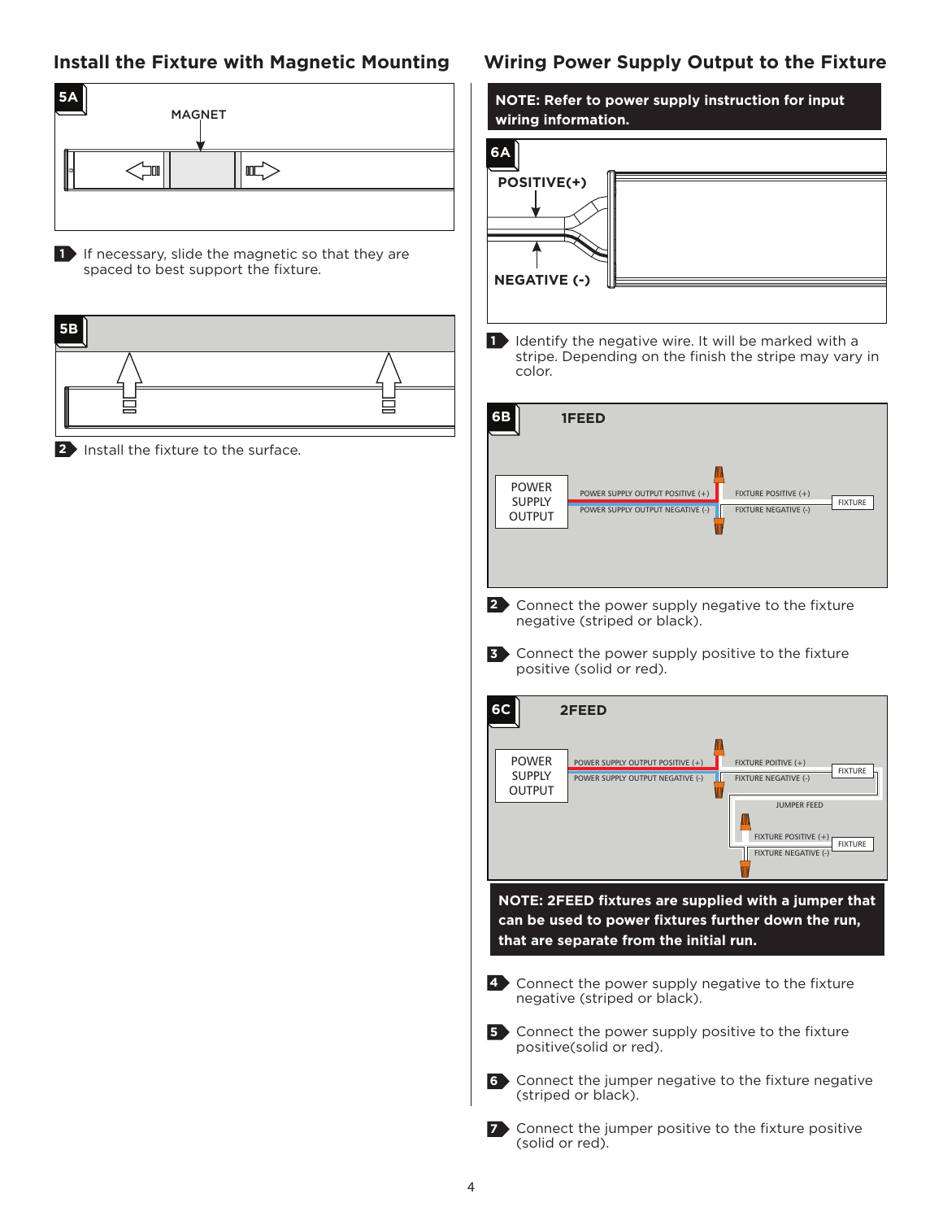## Install the Fixture with Magnetic Mounting

5A

MAGNET

1. If necessary, slide the magnetic so that they are spaced to best support the fixture.

5B

2. Install the fixture to the surface.

## Wiring Power Supply Output to the Fixture

**NOTE: Refer to power supply instruction for input wiring information.**

6A

POSITIVE(+)

NEGATIVE (-)

1. Identify the negative wire. It will be marked with a stripe. Depending on the finish the stripe may vary in color.

6B

1FEED

POWER SUPPLY OUTPUT

POWER SUPPLY OUTPUT POSITIVE (+)

POWER SUPPLY OUTPUT NEGATIVE (-)

FIXTURE POSITIVE (+)

FIXTURE NEGATIVE (-)

FIXTURE

2. Connect the power supply negative to the fixture negative (striped or black).

3. Connect the power supply positive to the fixture positive (solid or red).

6C

2FEED

POWER SUPPLY OUTPUT

POWER SUPPLY OUTPUT POSITIVE (+)

POWER SUPPLY OUTPUT NEGATIVE (-)

FIXTURE POITIVE (+)

FIXTURE NEGATIVE (-)

FIXTURE

JUMPER FEED

FIXTURE POSITIVE (+)

FIXTURE NEGATIVE (-)

FIXTURE

**NOTE: 2FEED fixtures are supplied with a jumper that can be used to power fixtures further down the run, that are separate from the initial run.**

4. Connect the power supply negative to the fixture negative (striped or black).

5. Connect the power supply positive to the fixture positive(solid or red).

6. Connect the jumper negative to the fixture negative (striped or black).

7. Connect the jumper positive to the fixture positive (solid or red).